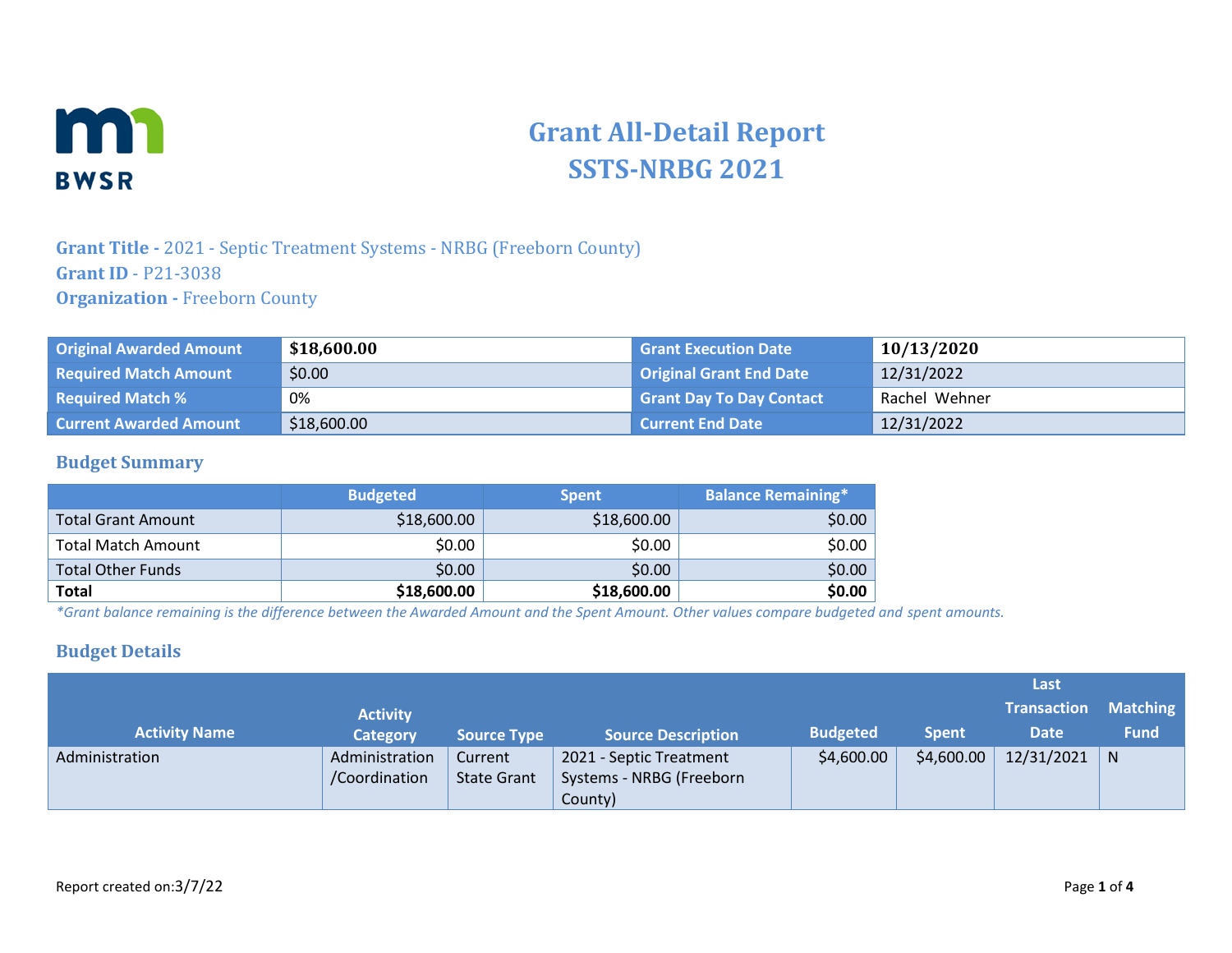# Grant All-Detail Report
# SSTS-NRBG 2021

**Grant Title -** 2021 - Septic Treatment Systems - NRBG (Freeborn County)
**Grant ID** - P21-3038
**Organization -** Freeborn County

| Original Awarded Amount | **$18,600.00** | Grant Execution Date | **10/13/2020** |
|---|---|---|---|
| Required Match Amount | $0.00 | Original Grant End Date | 12/31/2022 |
| Required Match % | 0% | Grant Day To Day Contact | Rachel Wehner |
| Current Awarded Amount | $18,600.00 | Current End Date | 12/31/2022 |

## Budget Summary

| | Budgeted | Spent | Balance Remaining* |
|---|---|---|---|
| Total Grant Amount | $18,600.00 | $18,600.00 | $0.00 |
| Total Match Amount | $0.00 | $0.00 | $0.00 |
| Total Other Funds | $0.00 | $0.00 | $0.00 |
| **Total** | **$18,600.00** | **$18,600.00** | **$0.00** |

*\*Grant balance remaining is the difference between the Awarded Amount and the Spent Amount. Other values compare budgeted and spent amounts.*

## Budget Details

| Activity Name | Activity Category | Source Type | Source Description | Budgeted | Spent | Last Transaction Date | Matching Fund |
|---|---|---|---|---|---|---|---|
| Administration | Administration /Coordination | Current State Grant | 2021 - Septic Treatment Systems - NRBG (Freeborn County) | $4,600.00 | $4,600.00 | 12/31/2021 | N |

Report created on:3/7/22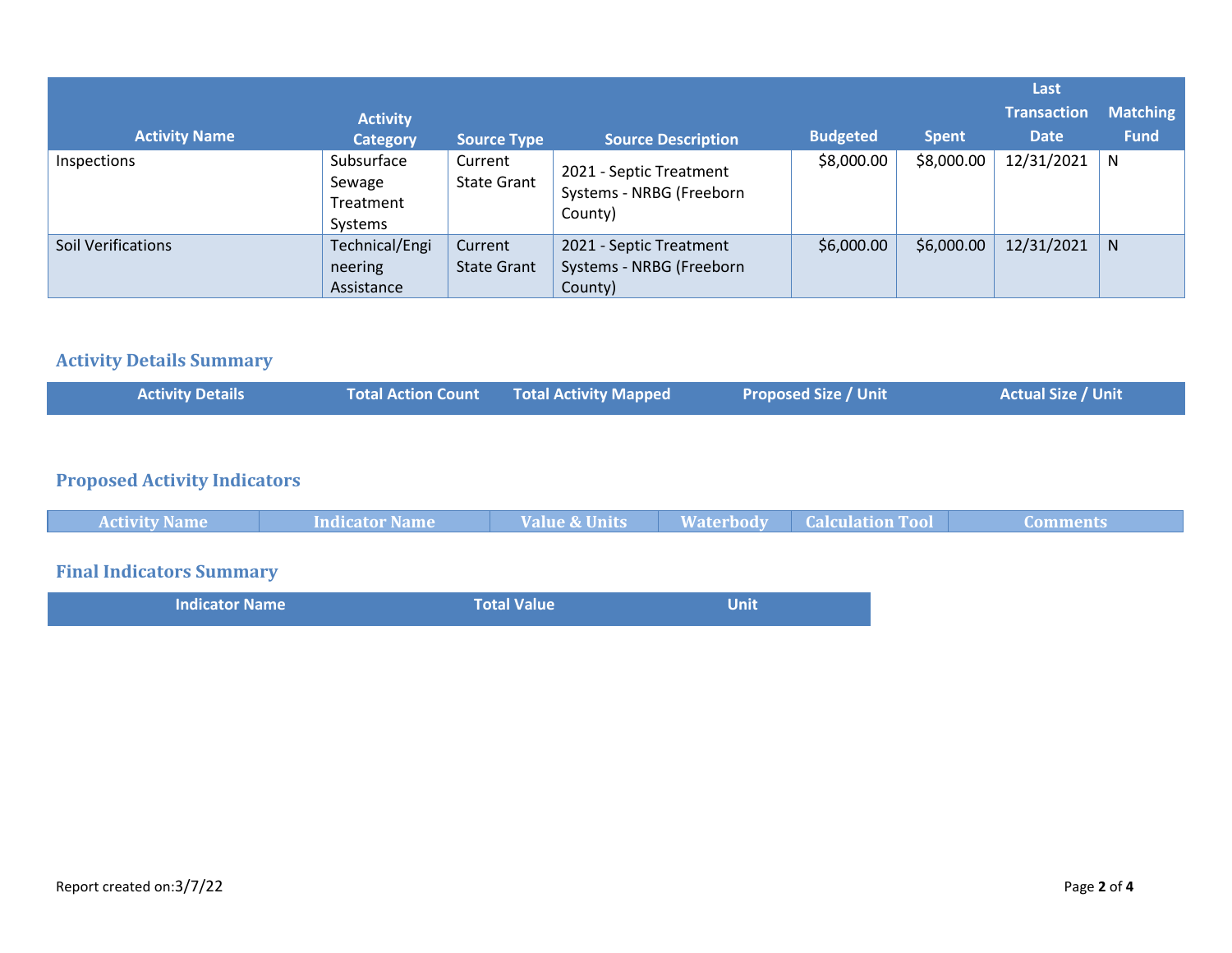| Activity Name | Activity Category | Source Type | Source Description | Budgeted | Spent | Last Transaction Date | Matching Fund |
|---|---|---|---|---|---|---|---|
| Inspections | Subsurface Sewage Treatment Systems | Current State Grant | 2021 - Septic Treatment Systems - NRBG (Freeborn County) | $8,000.00 | $8,000.00 | 12/31/2021 | N |
| Soil Verifications | Technical/Engineering Assistance | Current State Grant | 2021 - Septic Treatment Systems - NRBG (Freeborn County) | $6,000.00 | $6,000.00 | 12/31/2021 | N |

## Activity Details Summary

| Activity Details | Total Action Count | Total Activity Mapped | Proposed Size / Unit | Actual Size / Unit |
|---|---|---|---|---|

## Proposed Activity Indicators

| Activity Name | Indicator Name | Value & Units | Waterbody | Calculation Tool | Comments |
|---|---|---|---|---|---|

## Final Indicators Summary

| Indicator Name | Total Value | Unit |
|---|---|---|

Report created on:3/7/22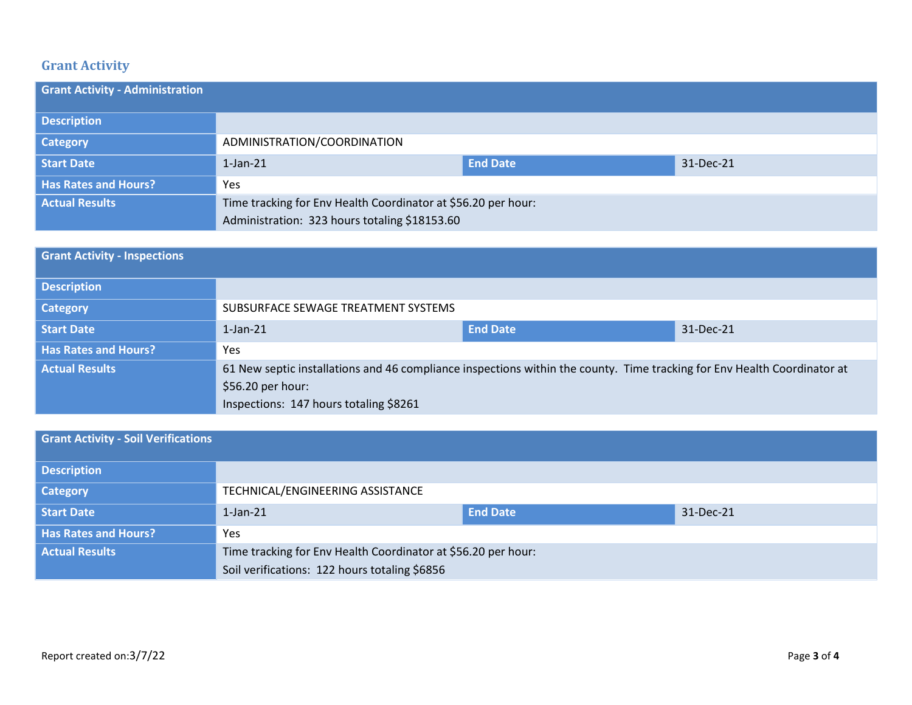## Grant Activity

| Grant Activity - Administration | | | |
|---|---|---|---|
| **Description** | | | |
| **Category** | ADMINISTRATION/COORDINATION | | |
| **Start Date** | 1-Jan-21 | **End Date** | 31-Dec-21 |
| **Has Rates and Hours?** | Yes | | |
| **Actual Results** | Time tracking for Env Health Coordinator at $56.20 per hour:<br>Administration: 323 hours totaling $18153.60 | | |

| Grant Activity - Inspections | | | |
|---|---|---|---|
| **Description** | | | |
| **Category** | SUBSURFACE SEWAGE TREATMENT SYSTEMS | | |
| **Start Date** | 1-Jan-21 | **End Date** | 31-Dec-21 |
| **Has Rates and Hours?** | Yes | | |
| **Actual Results** | 61 New septic installations and 46 compliance inspections within the county. Time tracking for Env Health Coordinator at $56.20 per hour:<br>Inspections: 147 hours totaling $8261 | | |

| Grant Activity - Soil Verifications | | | |
|---|---|---|---|
| **Description** | | | |
| **Category** | TECHNICAL/ENGINEERING ASSISTANCE | | |
| **Start Date** | 1-Jan-21 | **End Date** | 31-Dec-21 |
| **Has Rates and Hours?** | Yes | | |
| **Actual Results** | Time tracking for Env Health Coordinator at $56.20 per hour:<br>Soil verifications: 122 hours totaling $6856 | | |

Report created on:3/7/22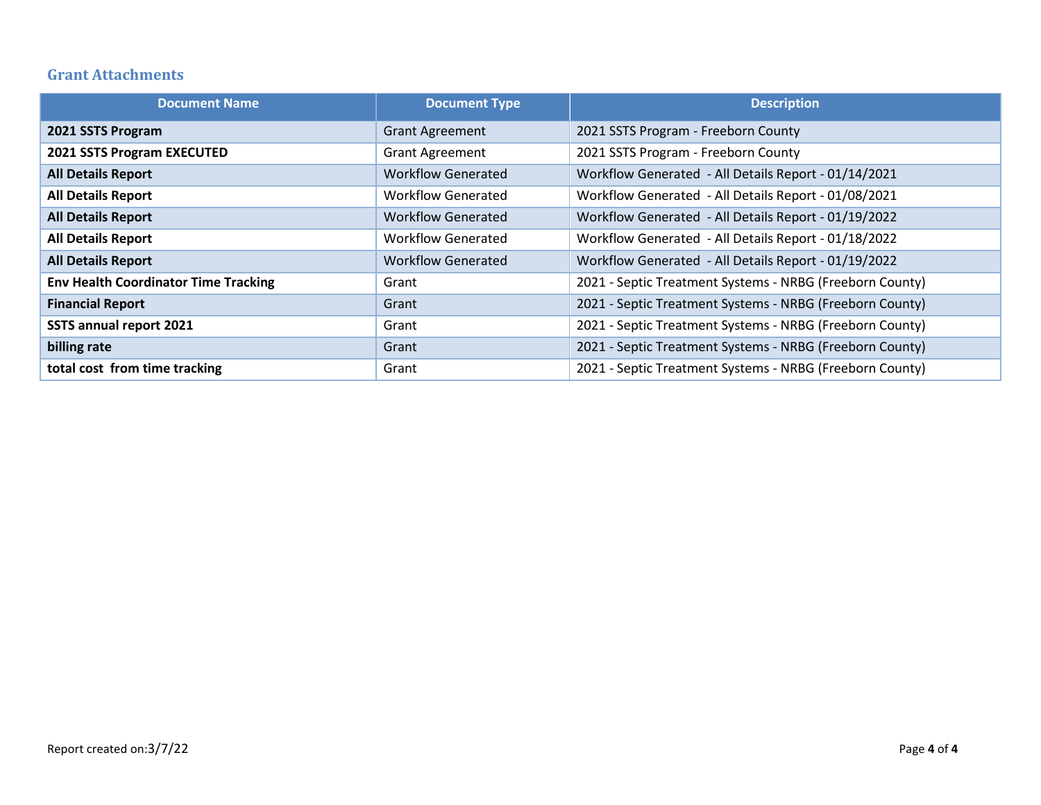## Grant Attachments

| Document Name | Document Type | Description |
|---|---|---|
| **2021 SSTS Program** | Grant Agreement | 2021 SSTS Program - Freeborn County |
| **2021 SSTS Program EXECUTED** | Grant Agreement | 2021 SSTS Program - Freeborn County |
| **All Details Report** | Workflow Generated | Workflow Generated - All Details Report - 01/14/2021 |
| **All Details Report** | Workflow Generated | Workflow Generated - All Details Report - 01/08/2021 |
| **All Details Report** | Workflow Generated | Workflow Generated - All Details Report - 01/19/2022 |
| **All Details Report** | Workflow Generated | Workflow Generated - All Details Report - 01/18/2022 |
| **All Details Report** | Workflow Generated | Workflow Generated - All Details Report - 01/19/2022 |
| **Env Health Coordinator Time Tracking** | Grant | 2021 - Septic Treatment Systems - NRBG (Freeborn County) |
| **Financial Report** | Grant | 2021 - Septic Treatment Systems - NRBG (Freeborn County) |
| **SSTS annual report 2021** | Grant | 2021 - Septic Treatment Systems - NRBG (Freeborn County) |
| **billing rate** | Grant | 2021 - Septic Treatment Systems - NRBG (Freeborn County) |
| **total cost from time tracking** | Grant | 2021 - Septic Treatment Systems - NRBG (Freeborn County) |

Report created on:3/7/22